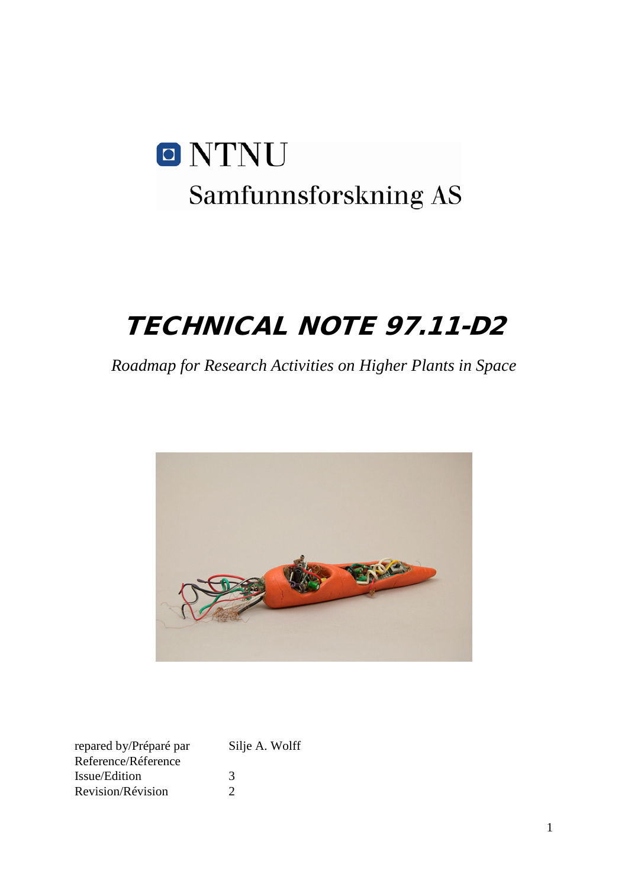NTNU

Samfunnsforskning AS

# TECHNICAL NOTE 97.11-D2

*Roadmap for Research Activities on Higher Plants in Space*

| | |
|---|---|
| repared by/Préparé par | Silje A. Wolff |
| Reference/Réference | |
| Issue/Edition | 3 |
| Revision/Révision | 2 |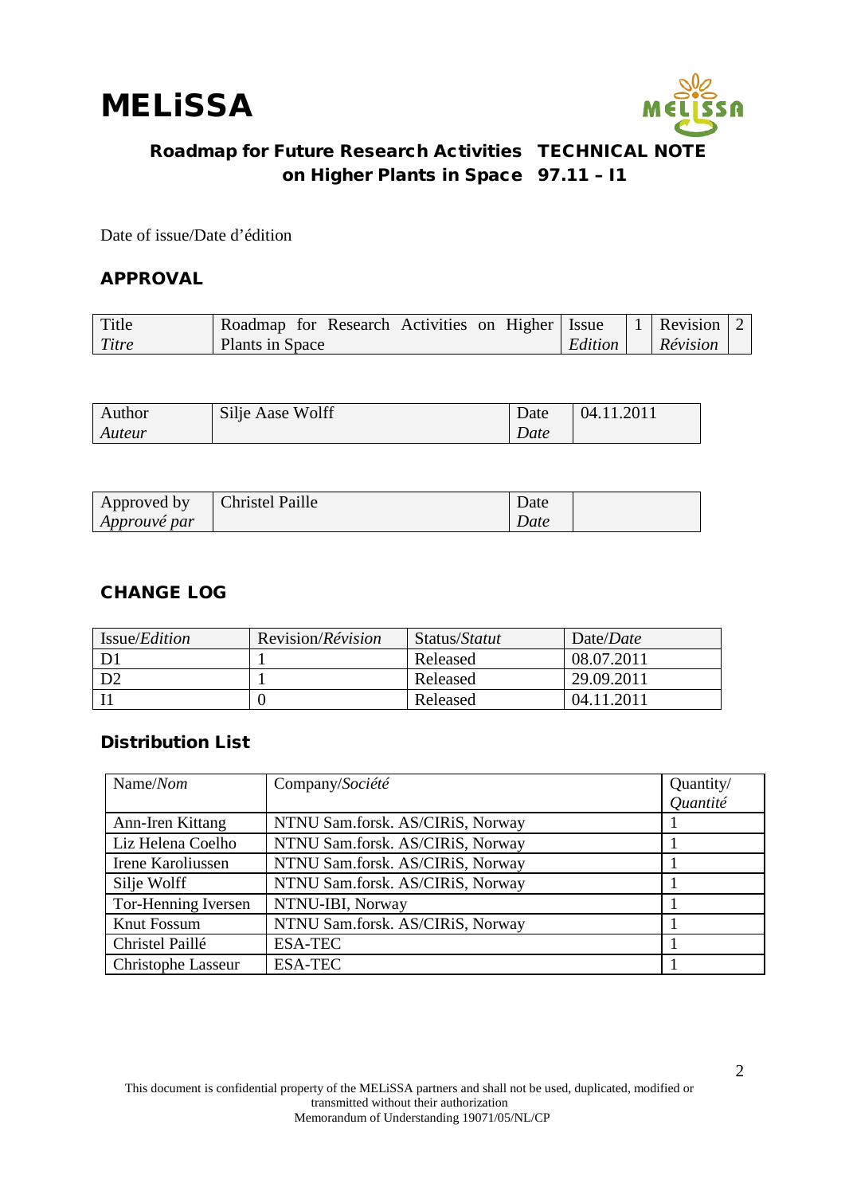**MELiSSA**

**Roadmap for Future Research Activities on Higher Plants in Space**

**TECHNICAL NOTE 97.11 – I1**

Date of issue/Date d'édition

## APPROVAL

| Title *Titre* | Roadmap for Research Activities on Higher Plants in Space | Issue *Edition* | 1 | Revision *Révision* | 2 |
|---|---|---|---|---|---|

| Author *Auteur* | Silje Aase Wolff | Date *Date* | 04.11.2011 |
|---|---|---|---|

| Approved by *Approuvé par* | Christel Paille | Date *Date* | |
|---|---|---|---|

## CHANGE LOG

| Issue/*Edition* | Revision/*Révision* | Status/*Statut* | Date/*Date* |
|---|---|---|---|
| D1 | 1 | Released | 08.07.2011 |
| D2 | 1 | Released | 29.09.2011 |
| I1 | 0 | Released | 04.11.2011 |

## Distribution List

| Name/*Nom* | Company/*Société* | Quantity/ *Quantité* |
|---|---|---|
| Ann-Iren Kittang | NTNU Sam.forsk. AS/CIRiS, Norway | 1 |
| Liz Helena Coelho | NTNU Sam.forsk. AS/CIRiS, Norway | 1 |
| Irene Karoliussen | NTNU Sam.forsk. AS/CIRiS, Norway | 1 |
| Silje Wolff | NTNU Sam.forsk. AS/CIRiS, Norway | 1 |
| Tor-Henning Iversen | NTNU-IBI, Norway | 1 |
| Knut Fossum | NTNU Sam.forsk. AS/CIRiS, Norway | 1 |
| Christel Paillé | ESA-TEC | 1 |
| Christophe Lasseur | ESA-TEC | 1 |

This document is confidential property of the MELiSSA partners and shall not be used, duplicated, modified or transmitted without their authorization
Memorandum of Understanding 19071/05/NL/CP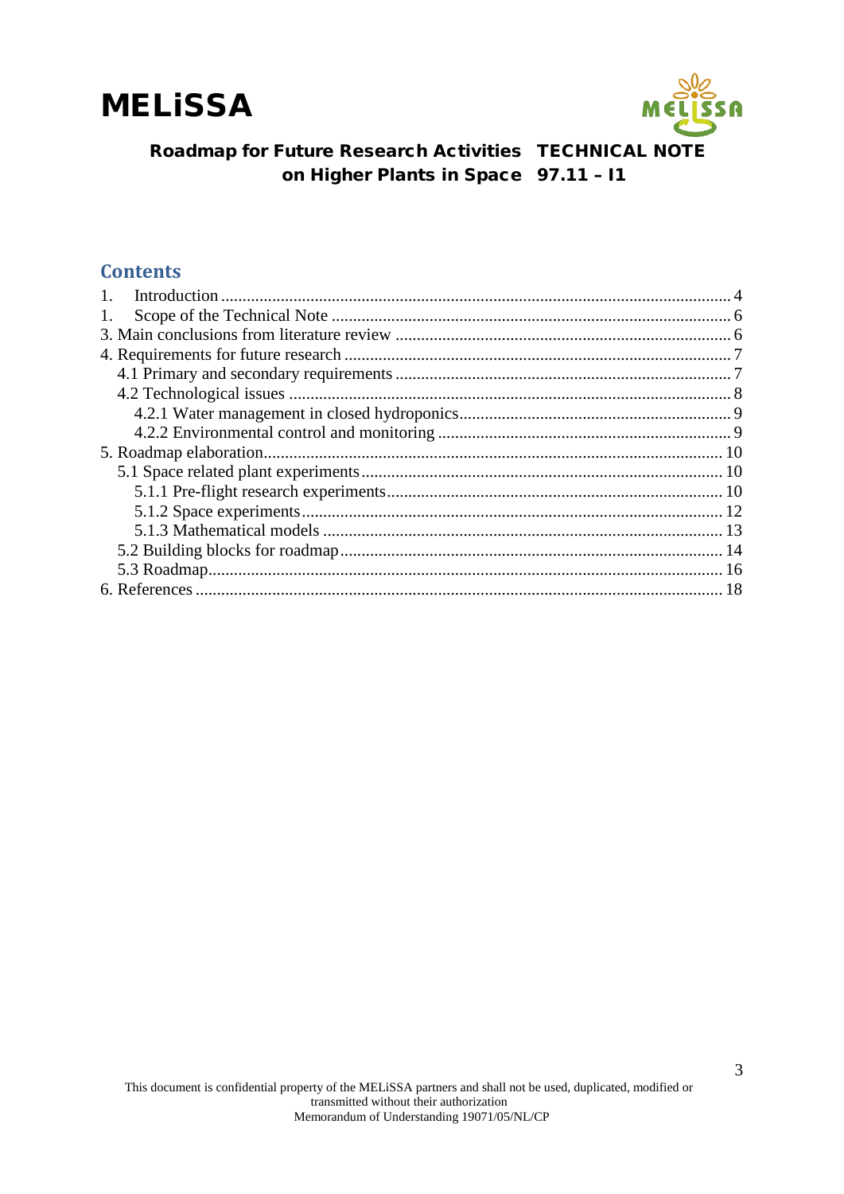## Contents

1. Introduction ........................................................................................................................ 4
1. Scope of the Technical Note ............................................................................................. 6
3. Main conclusions from literature review ........................................................................... 6
4. Requirements for future research ...................................................................................... 7
   4.1 Primary and secondary requirements ........................................................................... 7
   4.2 Technological issues ...................................................................................................... 8
      4.2.1 Water management in closed hydroponics.............................................................. 9
      4.2.2 Environmental control and monitoring .................................................................... 9
5. Roadmap elaboration.......................................................................................................... 10
   5.1 Space related plant experiments.................................................................................... 10
      5.1.1 Pre-flight research experiments.............................................................................. 10
      5.1.2 Space experiments.................................................................................................. 12
      5.1.3 Mathematical models ............................................................................................. 13
   5.2 Building blocks for roadmap......................................................................................... 14
   5.3 Roadmap....................................................................................................................... 16
6. References .......................................................................................................................... 18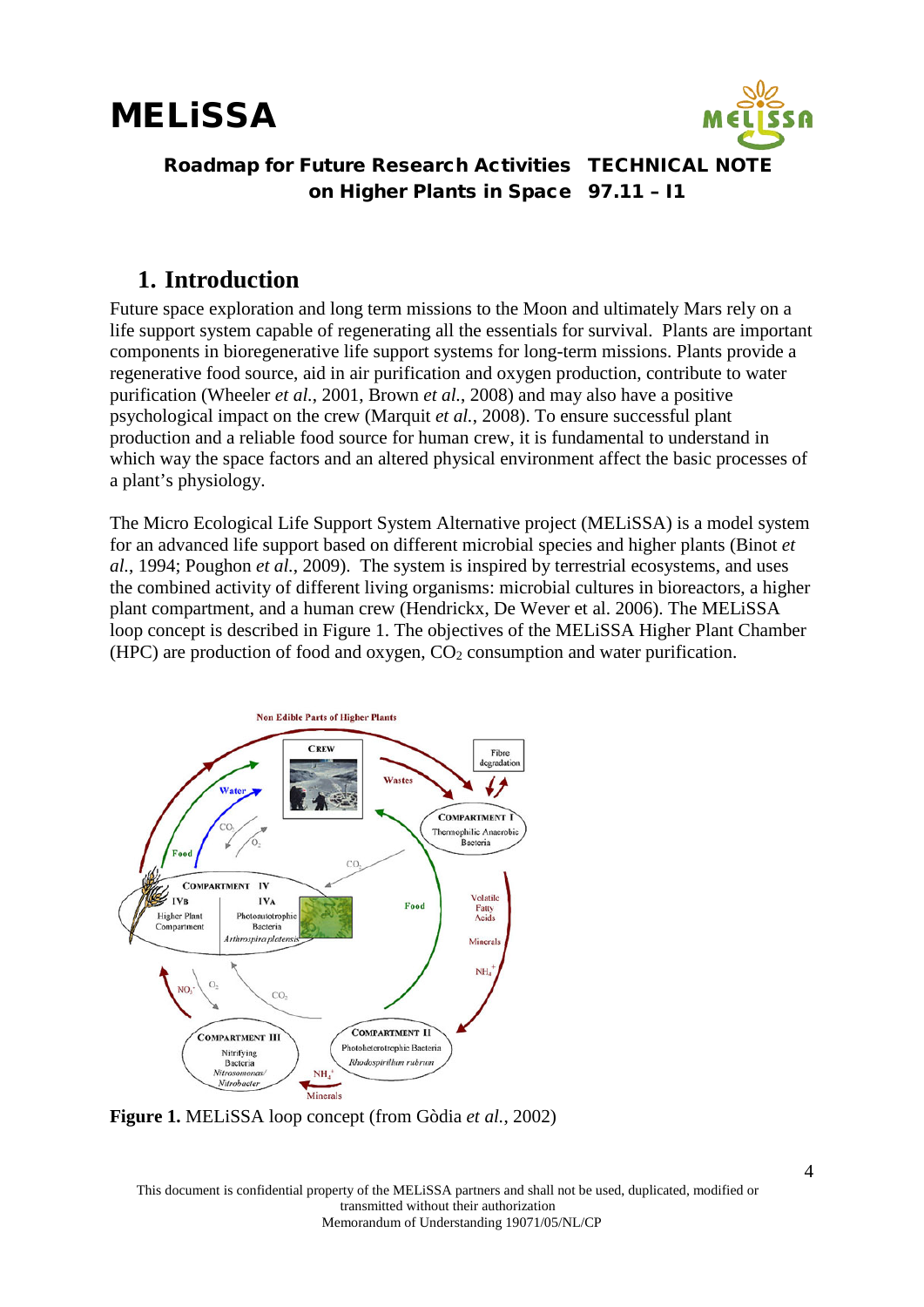## 1. Introduction

Future space exploration and long term missions to the Moon and ultimately Mars rely on a life support system capable of regenerating all the essentials for survival. Plants are important components in bioregenerative life support systems for long-term missions. Plants provide a regenerative food source, aid in air purification and oxygen production, contribute to water purification (Wheeler *et al.*, 2001, Brown *et al.*, 2008) and may also have a positive psychological impact on the crew (Marquit *et al.*, 2008). To ensure successful plant production and a reliable food source for human crew, it is fundamental to understand in which way the space factors and an altered physical environment affect the basic processes of a plant's physiology.

The Micro Ecological Life Support System Alternative project (MELiSSA) is a model system for an advanced life support based on different microbial species and higher plants (Binot *et al.*, 1994; Poughon *et al.*, 2009). The system is inspired by terrestrial ecosystems, and uses the combined activity of different living organisms: microbial cultures in bioreactors, a higher plant compartment, and a human crew (Hendrickx, De Wever et al. 2006). The MELiSSA loop concept is described in Figure 1. The objectives of the MELiSSA Higher Plant Chamber (HPC) are production of food and oxygen, $CO_2$ consumption and water purification.

**Figure 1.** MELiSSA loop concept (from Gòdia *et al.*, 2002)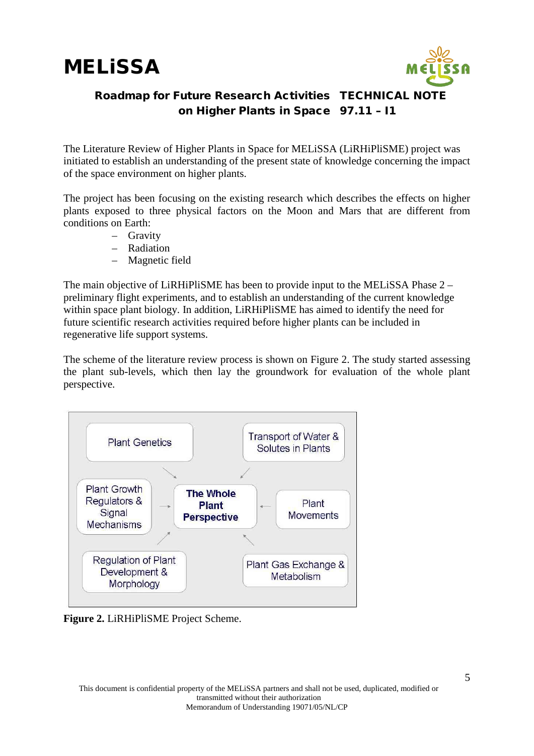The Literature Review of Higher Plants in Space for MELiSSA (LiRHiPliSME) project was initiated to establish an understanding of the present state of knowledge concerning the impact of the space environment on higher plants.

The project has been focusing on the existing research which describes the effects on higher plants exposed to three physical factors on the Moon and Mars that are different from conditions on Earth:

- Gravity
- Radiation
- Magnetic field

The main objective of LiRHiPliSME has been to provide input to the MELiSSA Phase 2 – preliminary flight experiments, and to establish an understanding of the current knowledge within space plant biology. In addition, LiRHiPliSME has aimed to identify the need for future scientific research activities required before higher plants can be included in regenerative life support systems.

The scheme of the literature review process is shown on Figure 2. The study started assessing the plant sub-levels, which then lay the groundwork for evaluation of the whole plant perspective.

Plant Genetics → **The Whole Plant Perspective**

Transport of Water & Solutes in Plants → **The Whole Plant Perspective**

Plant Growth Regulators & Signal Mechanisms → **The Whole Plant Perspective**

Plant Movements → **The Whole Plant Perspective**

Regulation of Plant Development & Morphology → **The Whole Plant Perspective**

Plant Gas Exchange & Metabolism → **The Whole Plant Perspective**

**Figure 2.** LiRHiPliSME Project Scheme.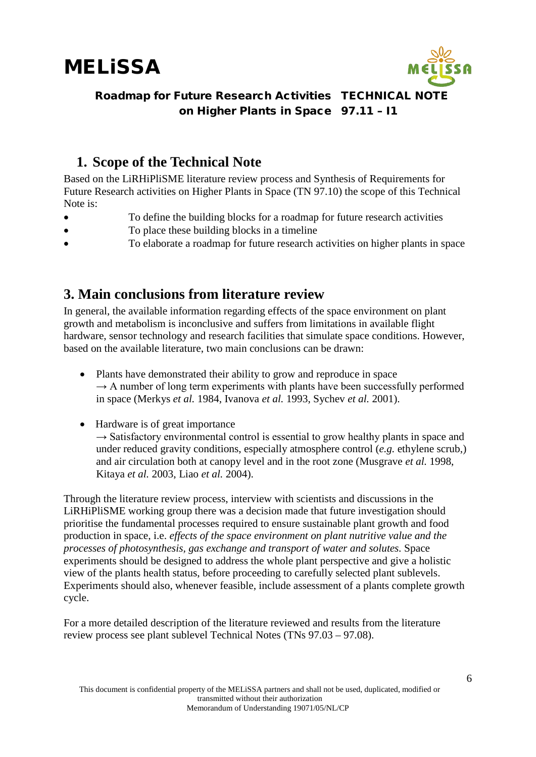## 1. Scope of the Technical Note

Based on the LiRHiPliSME literature review process and Synthesis of Requirements for Future Research activities on Higher Plants in Space (TN 97.10) the scope of this Technical Note is:

- To define the building blocks for a roadmap for future research activities
- To place these building blocks in a timeline
- To elaborate a roadmap for future research activities on higher plants in space

## 3. Main conclusions from literature review

In general, the available information regarding effects of the space environment on plant growth and metabolism is inconclusive and suffers from limitations in available flight hardware, sensor technology and research facilities that simulate space conditions. However, based on the available literature, two main conclusions can be drawn:

- Plants have demonstrated their ability to grow and reproduce in space
  → A number of long term experiments with plants have been successfully performed in space (Merkys *et al.* 1984, Ivanova *et al.* 1993, Sychev *et al.* 2001).

- Hardware is of great importance
  → Satisfactory environmental control is essential to grow healthy plants in space and under reduced gravity conditions, especially atmosphere control (*e.g.* ethylene scrub,) and air circulation both at canopy level and in the root zone (Musgrave *et al.* 1998, Kitaya *et al.* 2003, Liao *et al.* 2004).

Through the literature review process, interview with scientists and discussions in the LiRHiPliSME working group there was a decision made that future investigation should prioritise the fundamental processes required to ensure sustainable plant growth and food production in space, i.e. *effects of the space environment on plant nutritive value and the processes of photosynthesis, gas exchange and transport of water and solutes.* Space experiments should be designed to address the whole plant perspective and give a holistic view of the plants health status, before proceeding to carefully selected plant sublevels. Experiments should also, whenever feasible, include assessment of a plants complete growth cycle.

For a more detailed description of the literature reviewed and results from the literature review process see plant sublevel Technical Notes (TNs 97.03 – 97.08).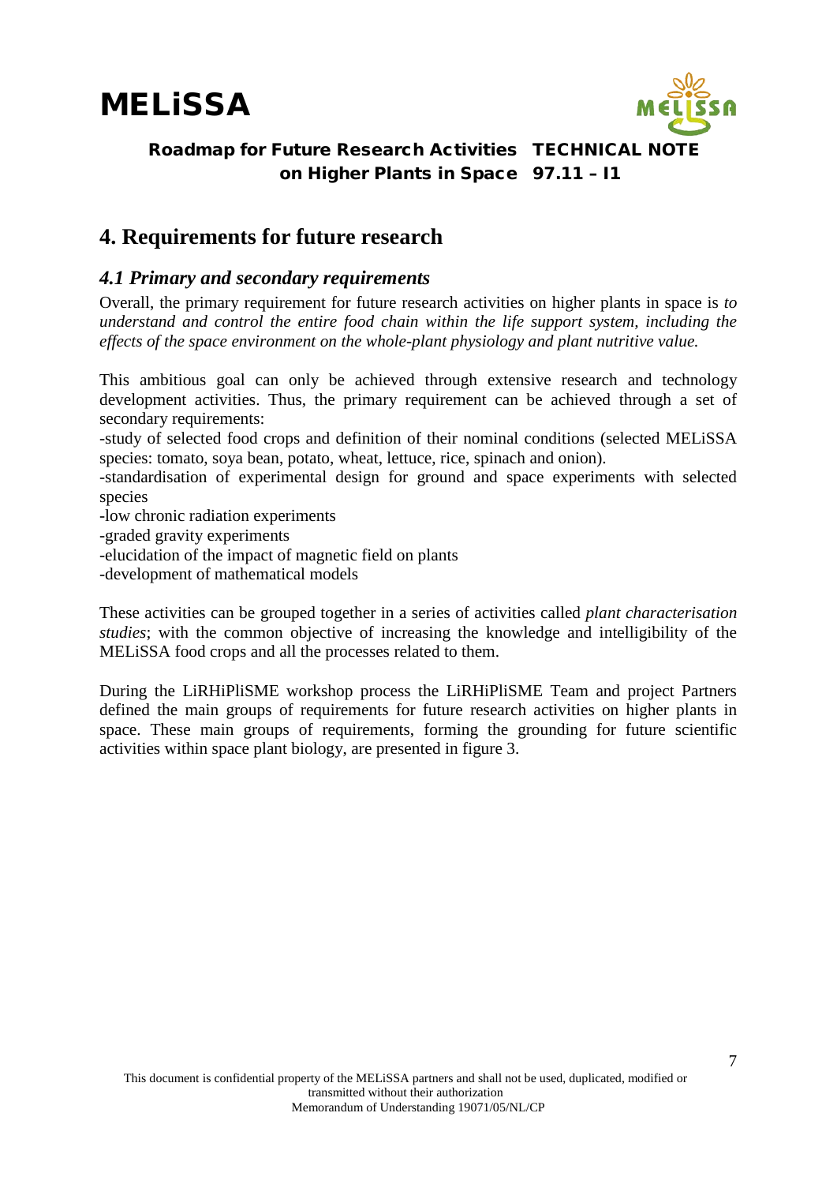# 4. Requirements for future research

## *4.1 Primary and secondary requirements*

Overall, the primary requirement for future research activities on higher plants in space is *to understand and control the entire food chain within the life support system, including the effects of the space environment on the whole-plant physiology and plant nutritive value.*

This ambitious goal can only be achieved through extensive research and technology development activities. Thus, the primary requirement can be achieved through a set of secondary requirements:

-study of selected food crops and definition of their nominal conditions (selected MELiSSA species: tomato, soya bean, potato, wheat, lettuce, rice, spinach and onion).

-standardisation of experimental design for ground and space experiments with selected species

-low chronic radiation experiments

-graded gravity experiments

-elucidation of the impact of magnetic field on plants

-development of mathematical models

These activities can be grouped together in a series of activities called *plant characterisation studies*; with the common objective of increasing the knowledge and intelligibility of the MELiSSA food crops and all the processes related to them.

During the LiRHiPliSME workshop process the LiRHiPliSME Team and project Partners defined the main groups of requirements for future research activities on higher plants in space. These main groups of requirements, forming the grounding for future scientific activities within space plant biology, are presented in figure 3.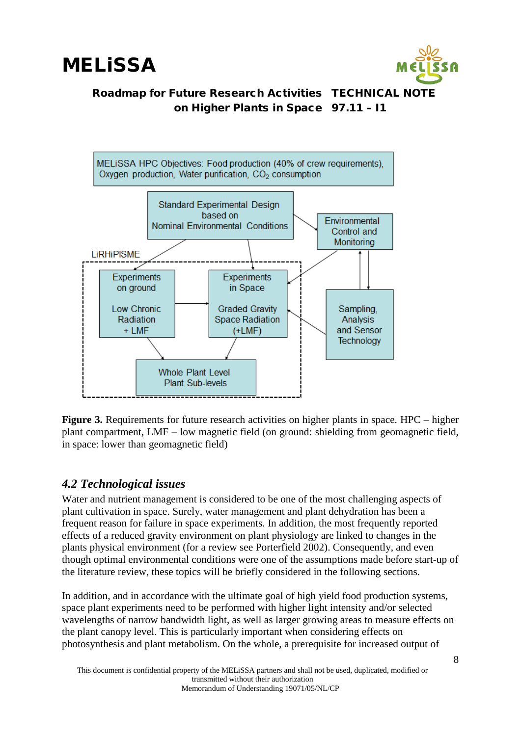MELiSSA HPC Objectives: Food production (40% of crew requirements), Oxygen production, Water purification, $CO_2$ consumption

Standard Experimental Design based on Nominal Environmental Conditions

Environmental Control and Monitoring

LiRHiPISME

Experiments on ground

Low Chronic Radiation + LMF

Experiments in Space

Graded Gravity Space Radiation (+LMF)

Sampling, Analysis and Sensor Technology

Whole Plant Level Plant Sub-levels

**Figure 3.** Requirements for future research activities on higher plants in space. HPC – higher plant compartment, LMF – low magnetic field (on ground: shielding from geomagnetic field, in space: lower than geomagnetic field)

## *4.2 Technological issues*

Water and nutrient management is considered to be one of the most challenging aspects of plant cultivation in space. Surely, water management and plant dehydration has been a frequent reason for failure in space experiments. In addition, the most frequently reported effects of a reduced gravity environment on plant physiology are linked to changes in the plants physical environment (for a review see Porterfield 2002). Consequently, and even though optimal environmental conditions were one of the assumptions made before start-up of the literature review, these topics will be briefly considered in the following sections.

In addition, and in accordance with the ultimate goal of high yield food production systems, space plant experiments need to be performed with higher light intensity and/or selected wavelengths of narrow bandwidth light, as well as larger growing areas to measure effects on the plant canopy level. This is particularly important when considering effects on photosynthesis and plant metabolism. On the whole, a prerequisite for increased output of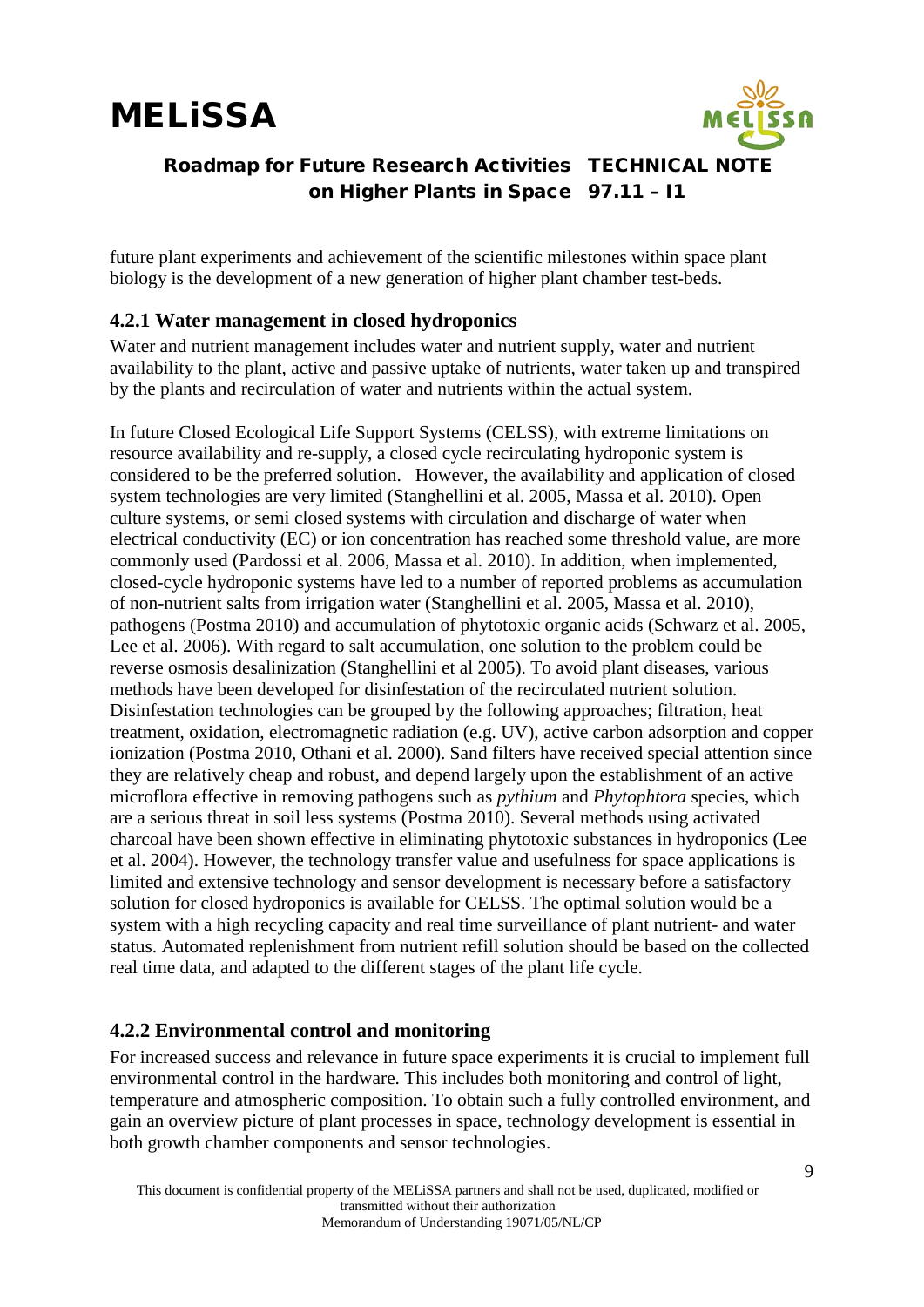future plant experiments and achievement of the scientific milestones within space plant biology is the development of a new generation of higher plant chamber test-beds.

### 4.2.1 Water management in closed hydroponics

Water and nutrient management includes water and nutrient supply, water and nutrient availability to the plant, active and passive uptake of nutrients, water taken up and transpired by the plants and recirculation of water and nutrients within the actual system.

In future Closed Ecological Life Support Systems (CELSS), with extreme limitations on resource availability and re-supply, a closed cycle recirculating hydroponic system is considered to be the preferred solution. However, the availability and application of closed system technologies are very limited (Stanghellini et al. 2005, Massa et al. 2010). Open culture systems, or semi closed systems with circulation and discharge of water when electrical conductivity (EC) or ion concentration has reached some threshold value, are more commonly used (Pardossi et al. 2006, Massa et al. 2010). In addition, when implemented, closed-cycle hydroponic systems have led to a number of reported problems as accumulation of non-nutrient salts from irrigation water (Stanghellini et al. 2005, Massa et al. 2010), pathogens (Postma 2010) and accumulation of phytotoxic organic acids (Schwarz et al. 2005, Lee et al. 2006). With regard to salt accumulation, one solution to the problem could be reverse osmosis desalinization (Stanghellini et al 2005). To avoid plant diseases, various methods have been developed for disinfestation of the recirculated nutrient solution. Disinfestation technologies can be grouped by the following approaches; filtration, heat treatment, oxidation, electromagnetic radiation (e.g. UV), active carbon adsorption and copper ionization (Postma 2010, Othani et al. 2000). Sand filters have received special attention since they are relatively cheap and robust, and depend largely upon the establishment of an active microflora effective in removing pathogens such as *pythium* and *Phytophtora* species, which are a serious threat in soil less systems (Postma 2010). Several methods using activated charcoal have been shown effective in eliminating phytotoxic substances in hydroponics (Lee et al. 2004). However, the technology transfer value and usefulness for space applications is limited and extensive technology and sensor development is necessary before a satisfactory solution for closed hydroponics is available for CELSS. The optimal solution would be a system with a high recycling capacity and real time surveillance of plant nutrient- and water status. Automated replenishment from nutrient refill solution should be based on the collected real time data, and adapted to the different stages of the plant life cycle.

### 4.2.2 Environmental control and monitoring

For increased success and relevance in future space experiments it is crucial to implement full environmental control in the hardware. This includes both monitoring and control of light, temperature and atmospheric composition. To obtain such a fully controlled environment, and gain an overview picture of plant processes in space, technology development is essential in both growth chamber components and sensor technologies.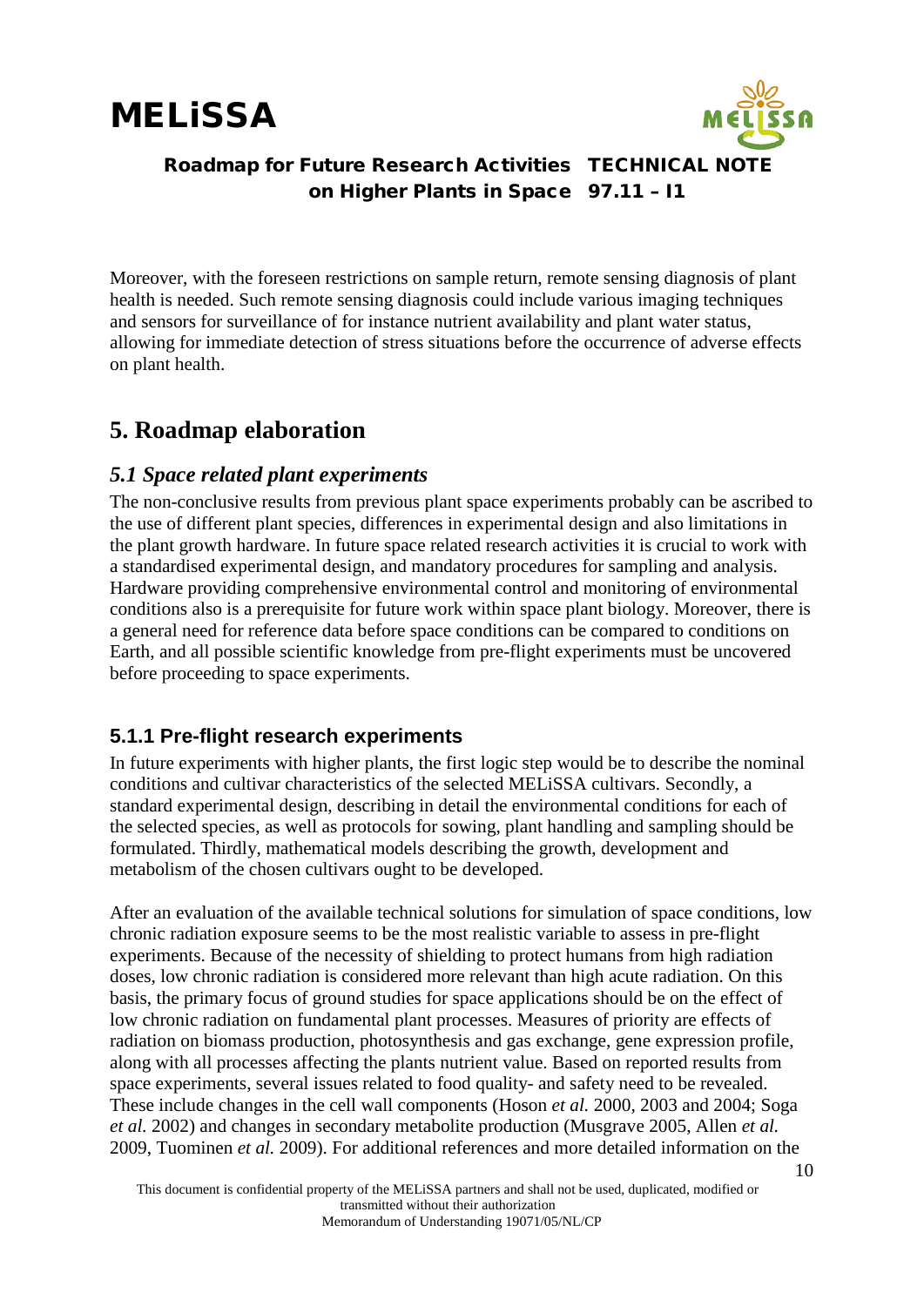Moreover, with the foreseen restrictions on sample return, remote sensing diagnosis of plant health is needed. Such remote sensing diagnosis could include various imaging techniques and sensors for surveillance of for instance nutrient availability and plant water status, allowing for immediate detection of stress situations before the occurrence of adverse effects on plant health.

# 5. Roadmap elaboration

## *5.1 Space related plant experiments*

The non-conclusive results from previous plant space experiments probably can be ascribed to the use of different plant species, differences in experimental design and also limitations in the plant growth hardware. In future space related research activities it is crucial to work with a standardised experimental design, and mandatory procedures for sampling and analysis. Hardware providing comprehensive environmental control and monitoring of environmental conditions also is a prerequisite for future work within space plant biology. Moreover, there is a general need for reference data before space conditions can be compared to conditions on Earth, and all possible scientific knowledge from pre-flight experiments must be uncovered before proceeding to space experiments.

### 5.1.1 Pre-flight research experiments

In future experiments with higher plants, the first logic step would be to describe the nominal conditions and cultivar characteristics of the selected MELiSSA cultivars. Secondly, a standard experimental design, describing in detail the environmental conditions for each of the selected species, as well as protocols for sowing, plant handling and sampling should be formulated. Thirdly, mathematical models describing the growth, development and metabolism of the chosen cultivars ought to be developed.

After an evaluation of the available technical solutions for simulation of space conditions, low chronic radiation exposure seems to be the most realistic variable to assess in pre-flight experiments. Because of the necessity of shielding to protect humans from high radiation doses, low chronic radiation is considered more relevant than high acute radiation. On this basis, the primary focus of ground studies for space applications should be on the effect of low chronic radiation on fundamental plant processes. Measures of priority are effects of radiation on biomass production, photosynthesis and gas exchange, gene expression profile, along with all processes affecting the plants nutrient value. Based on reported results from space experiments, several issues related to food quality- and safety need to be revealed. These include changes in the cell wall components (Hoson *et al.* 2000, 2003 and 2004; Soga *et al.* 2002) and changes in secondary metabolite production (Musgrave 2005, Allen *et al.* 2009, Tuominen *et al.* 2009). For additional references and more detailed information on the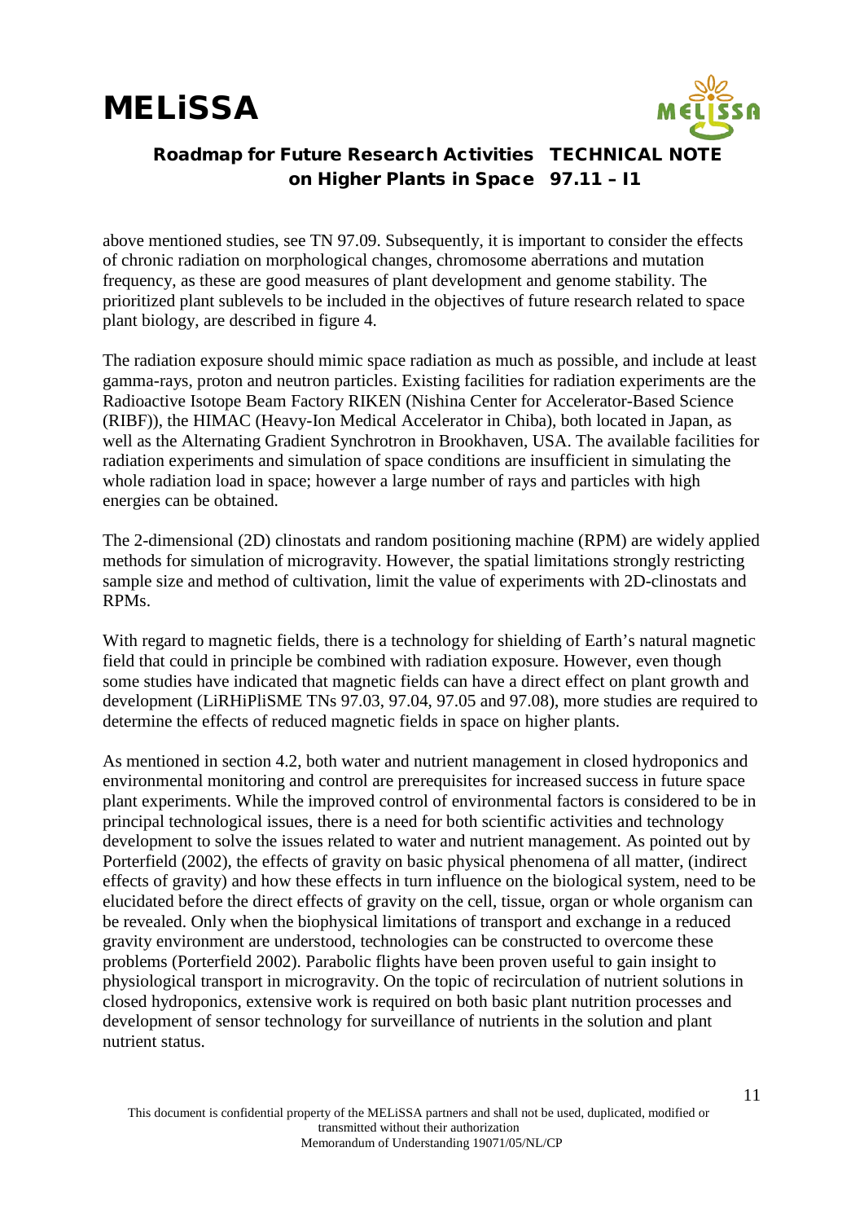above mentioned studies, see TN 97.09. Subsequently, it is important to consider the effects of chronic radiation on morphological changes, chromosome aberrations and mutation frequency, as these are good measures of plant development and genome stability. The prioritized plant sublevels to be included in the objectives of future research related to space plant biology, are described in figure 4.

The radiation exposure should mimic space radiation as much as possible, and include at least gamma-rays, proton and neutron particles. Existing facilities for radiation experiments are the Radioactive Isotope Beam Factory RIKEN (Nishina Center for Accelerator-Based Science (RIBF)), the HIMAC (Heavy-Ion Medical Accelerator in Chiba), both located in Japan, as well as the Alternating Gradient Synchrotron in Brookhaven, USA. The available facilities for radiation experiments and simulation of space conditions are insufficient in simulating the whole radiation load in space; however a large number of rays and particles with high energies can be obtained.

The 2-dimensional (2D) clinostats and random positioning machine (RPM) are widely applied methods for simulation of microgravity. However, the spatial limitations strongly restricting sample size and method of cultivation, limit the value of experiments with 2D-clinostats and RPMs.

With regard to magnetic fields, there is a technology for shielding of Earth's natural magnetic field that could in principle be combined with radiation exposure. However, even though some studies have indicated that magnetic fields can have a direct effect on plant growth and development (LiRHiPliSME TNs 97.03, 97.04, 97.05 and 97.08), more studies are required to determine the effects of reduced magnetic fields in space on higher plants.

As mentioned in section 4.2, both water and nutrient management in closed hydroponics and environmental monitoring and control are prerequisites for increased success in future space plant experiments. While the improved control of environmental factors is considered to be in principal technological issues, there is a need for both scientific activities and technology development to solve the issues related to water and nutrient management. As pointed out by Porterfield (2002), the effects of gravity on basic physical phenomena of all matter, (indirect effects of gravity) and how these effects in turn influence on the biological system, need to be elucidated before the direct effects of gravity on the cell, tissue, organ or whole organism can be revealed. Only when the biophysical limitations of transport and exchange in a reduced gravity environment are understood, technologies can be constructed to overcome these problems (Porterfield 2002). Parabolic flights have been proven useful to gain insight to physiological transport in microgravity. On the topic of recirculation of nutrient solutions in closed hydroponics, extensive work is required on both basic plant nutrition processes and development of sensor technology for surveillance of nutrients in the solution and plant nutrient status.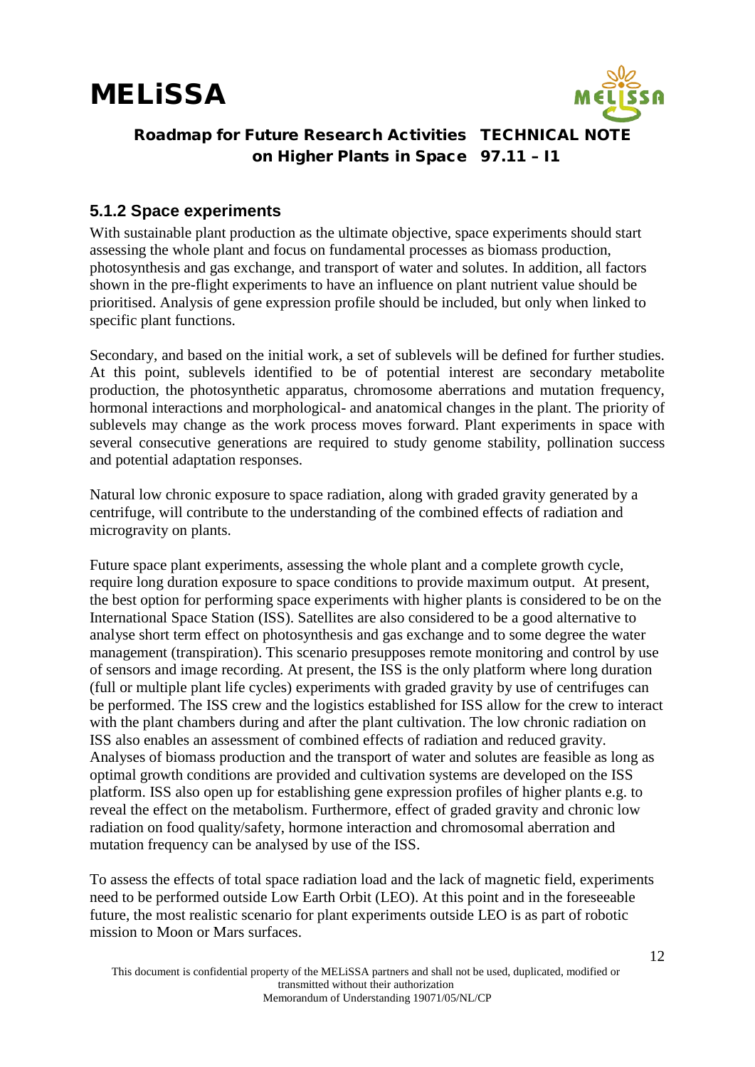### 5.1.2 Space experiments

With sustainable plant production as the ultimate objective, space experiments should start assessing the whole plant and focus on fundamental processes as biomass production, photosynthesis and gas exchange, and transport of water and solutes. In addition, all factors shown in the pre-flight experiments to have an influence on plant nutrient value should be prioritised. Analysis of gene expression profile should be included, but only when linked to specific plant functions.

Secondary, and based on the initial work, a set of sublevels will be defined for further studies. At this point, sublevels identified to be of potential interest are secondary metabolite production, the photosynthetic apparatus, chromosome aberrations and mutation frequency, hormonal interactions and morphological- and anatomical changes in the plant. The priority of sublevels may change as the work process moves forward. Plant experiments in space with several consecutive generations are required to study genome stability, pollination success and potential adaptation responses.

Natural low chronic exposure to space radiation, along with graded gravity generated by a centrifuge, will contribute to the understanding of the combined effects of radiation and microgravity on plants.

Future space plant experiments, assessing the whole plant and a complete growth cycle, require long duration exposure to space conditions to provide maximum output. At present, the best option for performing space experiments with higher plants is considered to be on the International Space Station (ISS). Satellites are also considered to be a good alternative to analyse short term effect on photosynthesis and gas exchange and to some degree the water management (transpiration). This scenario presupposes remote monitoring and control by use of sensors and image recording. At present, the ISS is the only platform where long duration (full or multiple plant life cycles) experiments with graded gravity by use of centrifuges can be performed. The ISS crew and the logistics established for ISS allow for the crew to interact with the plant chambers during and after the plant cultivation. The low chronic radiation on ISS also enables an assessment of combined effects of radiation and reduced gravity. Analyses of biomass production and the transport of water and solutes are feasible as long as optimal growth conditions are provided and cultivation systems are developed on the ISS platform. ISS also open up for establishing gene expression profiles of higher plants e.g. to reveal the effect on the metabolism. Furthermore, effect of graded gravity and chronic low radiation on food quality/safety, hormone interaction and chromosomal aberration and mutation frequency can be analysed by use of the ISS.

To assess the effects of total space radiation load and the lack of magnetic field, experiments need to be performed outside Low Earth Orbit (LEO). At this point and in the foreseeable future, the most realistic scenario for plant experiments outside LEO is as part of robotic mission to Moon or Mars surfaces.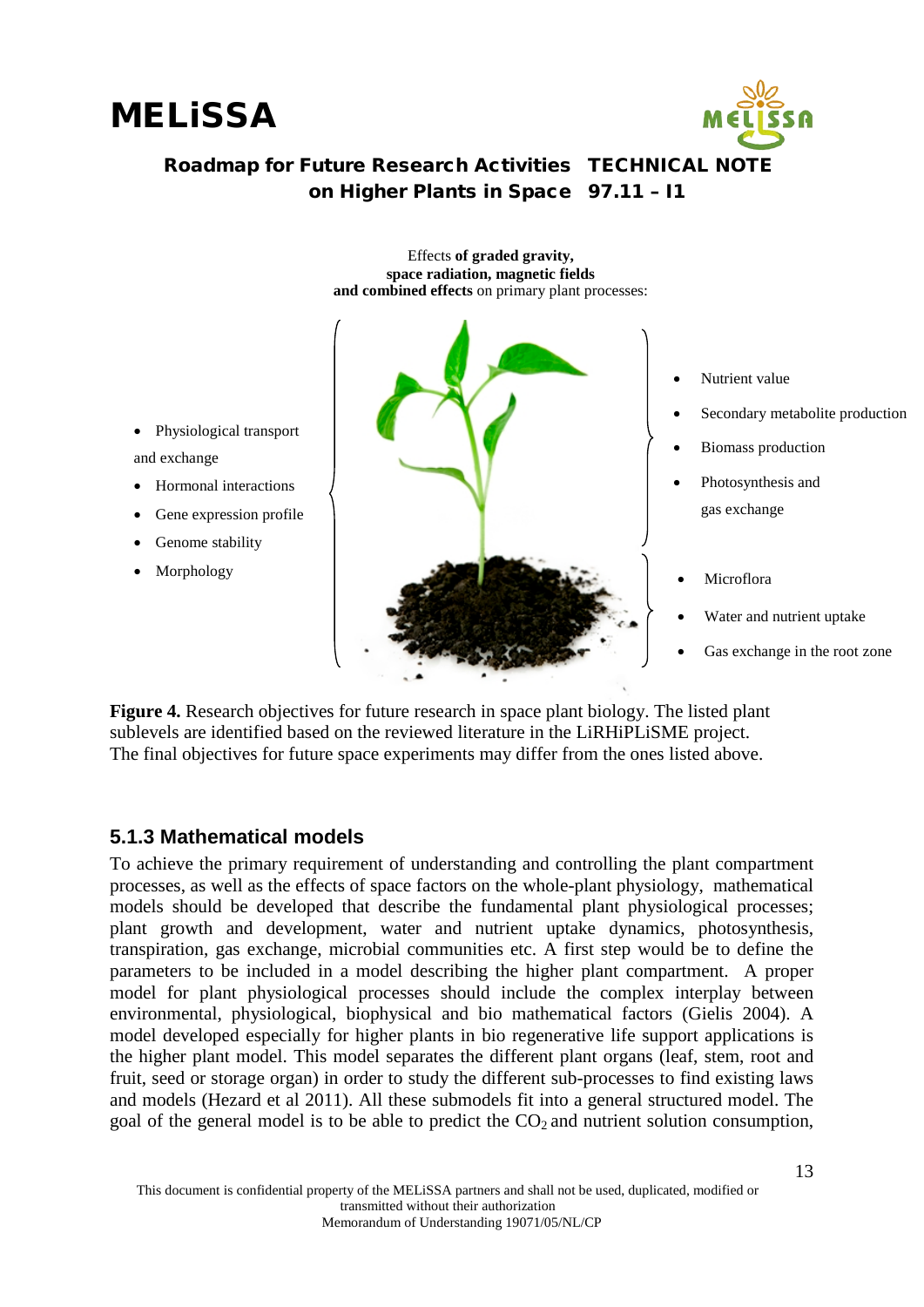Effects **of graded gravity, space radiation, magnetic fields and combined effects** on primary plant processes:

- Physiological transport and exchange
- Hormonal interactions
- Gene expression profile
- Genome stability
- Morphology

- Nutrient value
- Secondary metabolite production
- Biomass production
- Photosynthesis and gas exchange

- Microflora
- Water and nutrient uptake
- Gas exchange in the root zone

**Figure 4.** Research objectives for future research in space plant biology. The listed plant sublevels are identified based on the reviewed literature in the LiRHiPLiSME project. The final objectives for future space experiments may differ from the ones listed above.

### 5.1.3 Mathematical models

To achieve the primary requirement of understanding and controlling the plant compartment processes, as well as the effects of space factors on the whole-plant physiology, mathematical models should be developed that describe the fundamental plant physiological processes; plant growth and development, water and nutrient uptake dynamics, photosynthesis, transpiration, gas exchange, microbial communities etc. A first step would be to define the parameters to be included in a model describing the higher plant compartment. A proper model for plant physiological processes should include the complex interplay between environmental, physiological, biophysical and bio mathematical factors (Gielis 2004). A model developed especially for higher plants in bio regenerative life support applications is the higher plant model. This model separates the different plant organs (leaf, stem, root and fruit, seed or storage organ) in order to study the different sub-processes to find existing laws and models (Hezard et al 2011). All these submodels fit into a general structured model. The goal of the general model is to be able to predict the $CO_2$ and nutrient solution consumption,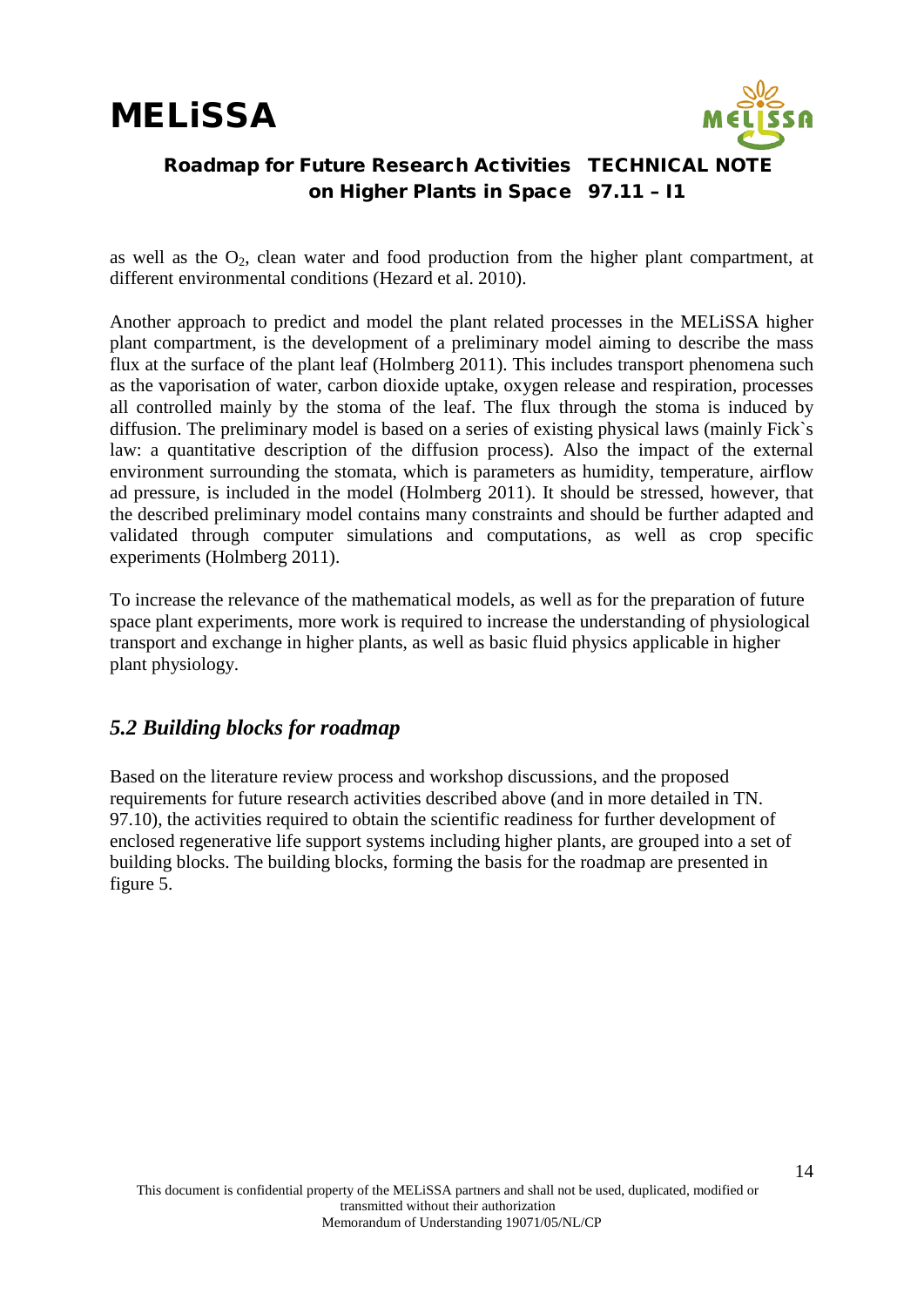as well as the $O_2$, clean water and food production from the higher plant compartment, at different environmental conditions (Hezard et al. 2010).

Another approach to predict and model the plant related processes in the MELiSSA higher plant compartment, is the development of a preliminary model aiming to describe the mass flux at the surface of the plant leaf (Holmberg 2011). This includes transport phenomena such as the vaporisation of water, carbon dioxide uptake, oxygen release and respiration, processes all controlled mainly by the stoma of the leaf. The flux through the stoma is induced by diffusion. The preliminary model is based on a series of existing physical laws (mainly Fick`s law: a quantitative description of the diffusion process). Also the impact of the external environment surrounding the stomata, which is parameters as humidity, temperature, airflow ad pressure, is included in the model (Holmberg 2011). It should be stressed, however, that the described preliminary model contains many constraints and should be further adapted and validated through computer simulations and computations, as well as crop specific experiments (Holmberg 2011).

To increase the relevance of the mathematical models, as well as for the preparation of future space plant experiments, more work is required to increase the understanding of physiological transport and exchange in higher plants, as well as basic fluid physics applicable in higher plant physiology.

## *5.2 Building blocks for roadmap*

Based on the literature review process and workshop discussions, and the proposed requirements for future research activities described above (and in more detailed in TN. 97.10), the activities required to obtain the scientific readiness for further development of enclosed regenerative life support systems including higher plants, are grouped into a set of building blocks. The building blocks, forming the basis for the roadmap are presented in figure 5.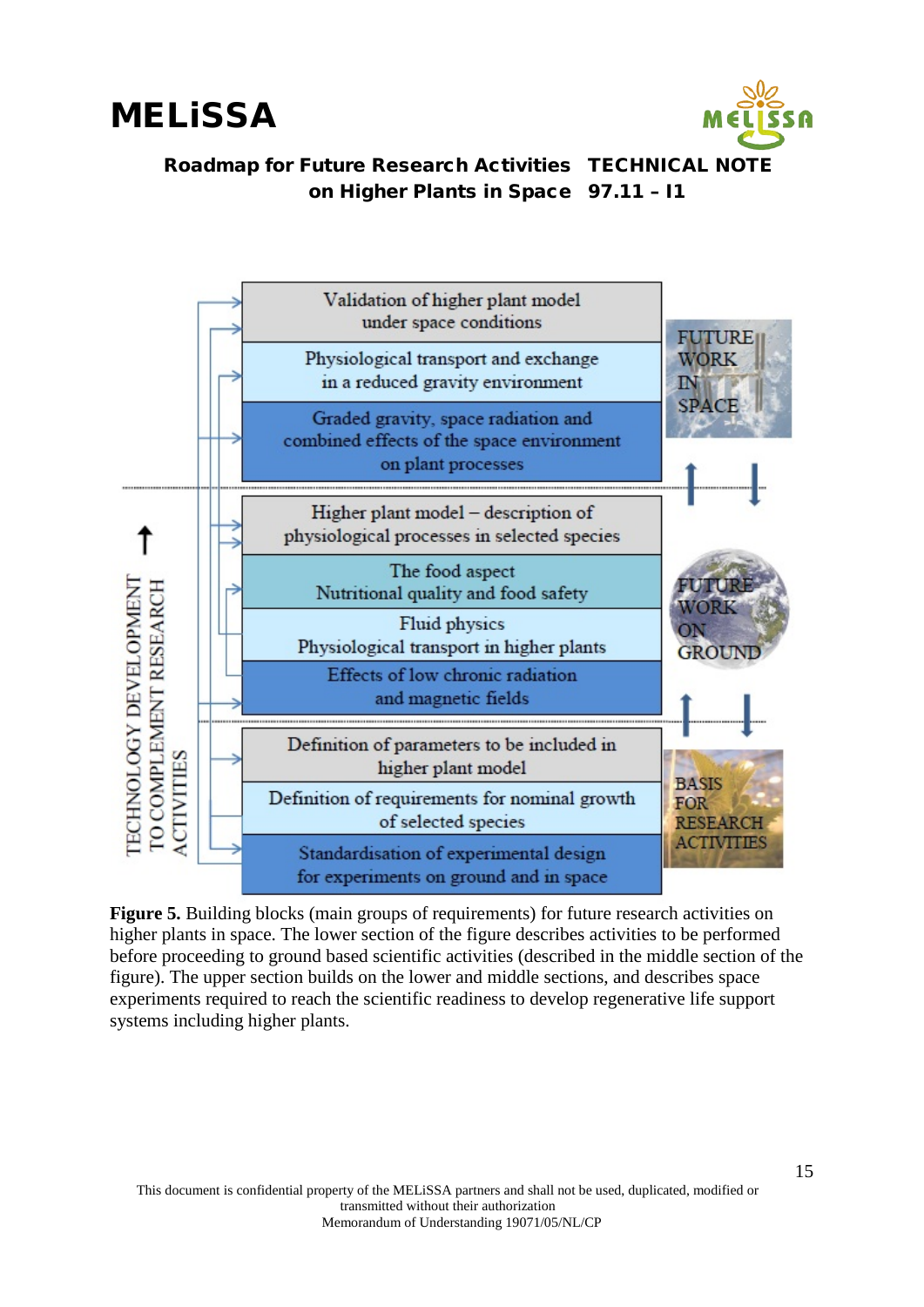| | |
|---|---|
| Validation of higher plant model under space conditions | FUTURE WORK IN SPACE |
| Physiological transport and exchange in a reduced gravity environment | |
| Graded gravity, space radiation and combined effects of the space environment on plant processes | |
| Higher plant model – description of physiological processes in selected species | FUTURE WORK ON GROUND |
| The food aspect<br>Nutritional quality and food safety | |
| Fluid physics<br>Physiological transport in higher plants | |
| Effects of low chronic radiation and magnetic fields | |
| Definition of parameters to be included in higher plant model | BASIS FOR RESEARCH ACTIVITIES |
| Definition of requirements for nominal growth of selected species | |
| Standardisation of experimental design for experiments on ground and in space | |

TECHNOLOGY DEVELOPMENT TO COMPLEMENT RESEARCH ACTIVITIES

**Figure 5.** Building blocks (main groups of requirements) for future research activities on higher plants in space. The lower section of the figure describes activities to be performed before proceeding to ground based scientific activities (described in the middle section of the figure). The upper section builds on the lower and middle sections, and describes space experiments required to reach the scientific readiness to develop regenerative life support systems including higher plants.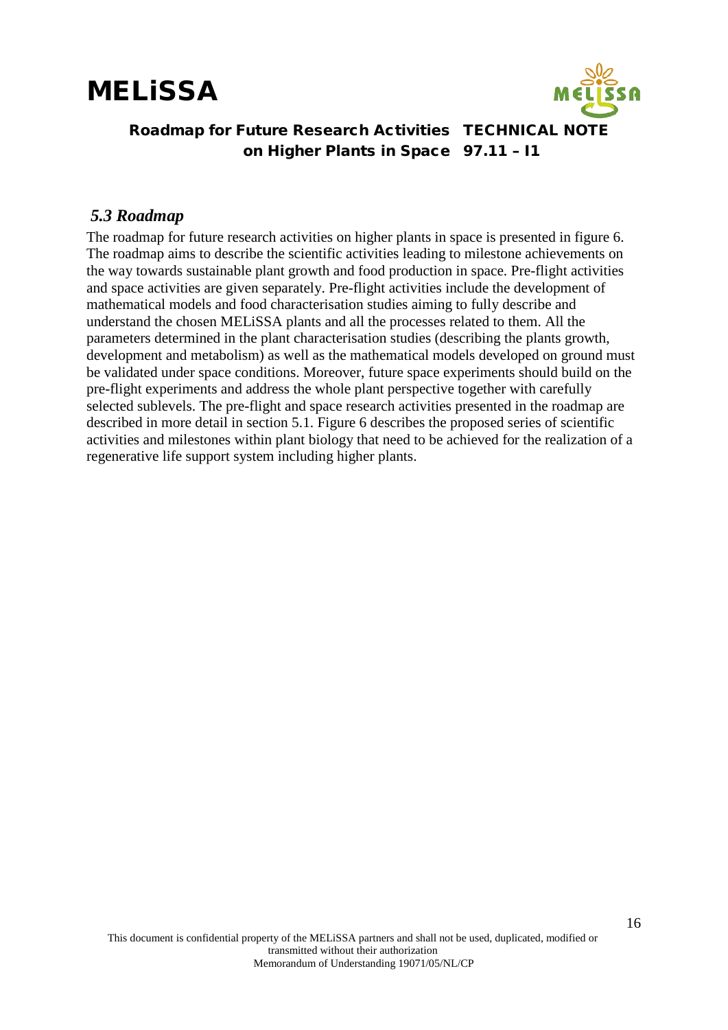### *5.3 Roadmap*

The roadmap for future research activities on higher plants in space is presented in figure 6. The roadmap aims to describe the scientific activities leading to milestone achievements on the way towards sustainable plant growth and food production in space. Pre-flight activities and space activities are given separately. Pre-flight activities include the development of mathematical models and food characterisation studies aiming to fully describe and understand the chosen MELiSSA plants and all the processes related to them. All the parameters determined in the plant characterisation studies (describing the plants growth, development and metabolism) as well as the mathematical models developed on ground must be validated under space conditions. Moreover, future space experiments should build on the pre-flight experiments and address the whole plant perspective together with carefully selected sublevels. The pre-flight and space research activities presented in the roadmap are described in more detail in section 5.1. Figure 6 describes the proposed series of scientific activities and milestones within plant biology that need to be achieved for the realization of a regenerative life support system including higher plants.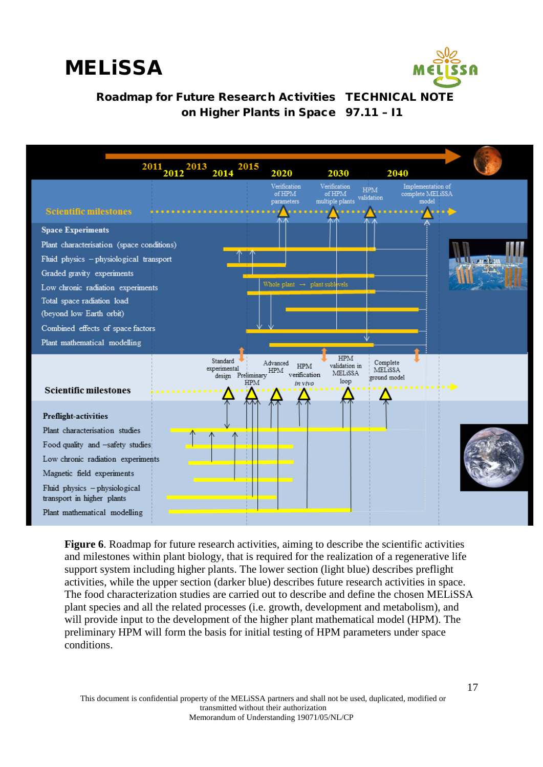**Figure 6**. Roadmap for future research activities, aiming to describe the scientific activities and milestones within plant biology, that is required for the realization of a regenerative life support system including higher plants. The lower section (light blue) describes preflight activities, while the upper section (darker blue) describes future research activities in space. The food characterization studies are carried out to describe and define the chosen MELiSSA plant species and all the related processes (i.e. growth, development and metabolism), and will provide input to the development of the higher plant mathematical model (HPM). The preliminary HPM will form the basis for initial testing of HPM parameters under space conditions.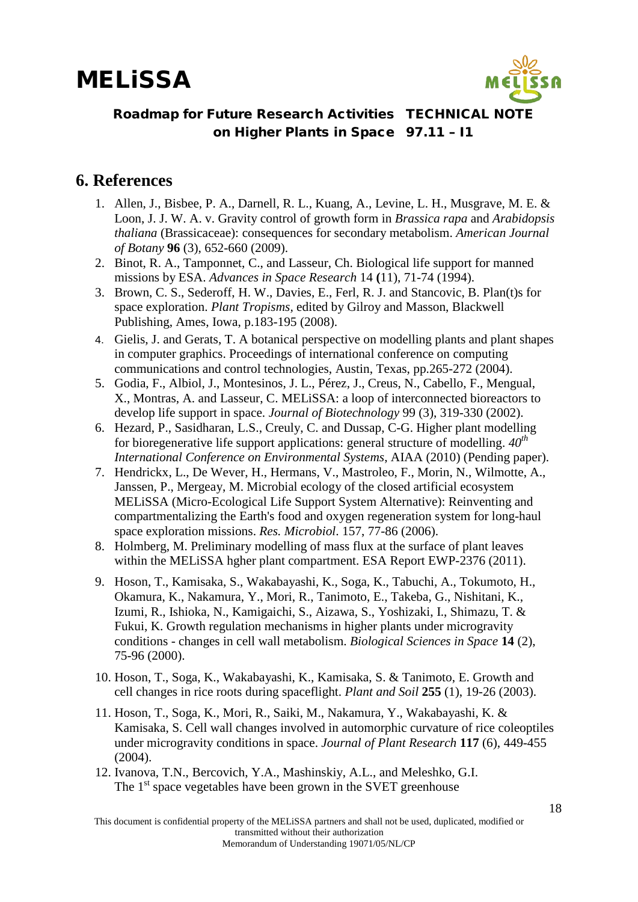## 6. References

1. Allen, J., Bisbee, P. A., Darnell, R. L., Kuang, A., Levine, L. H., Musgrave, M. E. & Loon, J. J. W. A. v. Gravity control of growth form in *Brassica rapa* and *Arabidopsis thaliana* (Brassicaceae): consequences for secondary metabolism. *American Journal of Botany* **96** (3), 652-660 (2009).
2. Binot, R. A., Tamponnet, C., and Lasseur, Ch. Biological life support for manned missions by ESA. *Advances in Space Research* 14 **(**11), 71-74 (1994).
3. Brown, C. S., Sederoff, H. W., Davies, E., Ferl, R. J. and Stancovic, B. Plan(t)s for space exploration. *Plant Tropisms*, edited by Gilroy and Masson, Blackwell Publishing, Ames, Iowa, p.183-195 (2008).
4. Gielis, J. and Gerats, T. A botanical perspective on modelling plants and plant shapes in computer graphics. Proceedings of international conference on computing communications and control technologies, Austin, Texas, pp.265-272 (2004).
5. Godia, F., Albiol, J., Montesinos, J. L., Pérez, J., Creus, N., Cabello, F., Mengual, X., Montras, A. and Lasseur, C. MELiSSA: a loop of interconnected bioreactors to develop life support in space. *Journal of Biotechnology* 99 (3), 319-330 (2002).
6. Hezard, P., Sasidharan, L.S., Creuly, C. and Dussap, C-G. Higher plant modelling for bioregenerative life support applications: general structure of modelling. *40th International Conference on Environmental Systems*, AIAA (2010) (Pending paper).
7. Hendrickx, L., De Wever, H., Hermans, V., Mastroleo, F., Morin, N., Wilmotte, A., Janssen, P., Mergeay, M. Microbial ecology of the closed artificial ecosystem MELiSSA (Micro-Ecological Life Support System Alternative): Reinventing and compartmentalizing the Earth's food and oxygen regeneration system for long-haul space exploration missions. *Res. Microbiol*. 157, 77-86 (2006).
8. Holmberg, M. Preliminary modelling of mass flux at the surface of plant leaves within the MELiSSA hgher plant compartment. ESA Report EWP-2376 (2011).
9. Hoson, T., Kamisaka, S., Wakabayashi, K., Soga, K., Tabuchi, A., Tokumoto, H., Okamura, K., Nakamura, Y., Mori, R., Tanimoto, E., Takeba, G., Nishitani, K., Izumi, R., Ishioka, N., Kamigaichi, S., Aizawa, S., Yoshizaki, I., Shimazu, T. & Fukui, K. Growth regulation mechanisms in higher plants under microgravity conditions - changes in cell wall metabolism. *Biological Sciences in Space* **14** (2), 75-96 (2000).
10. Hoson, T., Soga, K., Wakabayashi, K., Kamisaka, S. & Tanimoto, E. Growth and cell changes in rice roots during spaceflight. *Plant and Soil* **255** (1), 19-26 (2003).
11. Hoson, T., Soga, K., Mori, R., Saiki, M., Nakamura, Y., Wakabayashi, K. & Kamisaka, S. Cell wall changes involved in automorphic curvature of rice coleoptiles under microgravity conditions in space. *Journal of Plant Research* **117** (6), 449-455 (2004).
12. Ivanova, T.N., Bercovich, Y.A., Mashinskiy, A.L., and Meleshko, G.I. The 1st space vegetables have been grown in the SVET greenhouse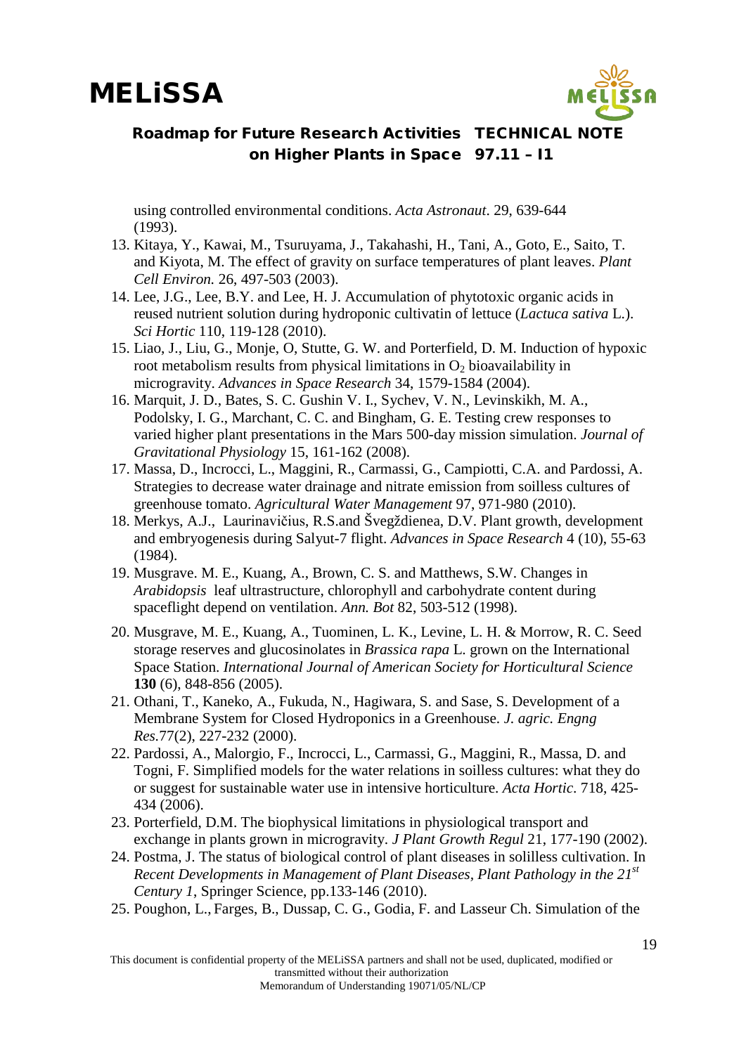using controlled environmental conditions. *Acta Astronaut*. 29, 639-644 (1993).

13. Kitaya, Y., Kawai, M., Tsuruyama, J., Takahashi, H., Tani, A., Goto, E., Saito, T. and Kiyota, M. The effect of gravity on surface temperatures of plant leaves. *Plant Cell Environ.* 26, 497-503 (2003).
14. Lee, J.G., Lee, B.Y. and Lee, H. J. Accumulation of phytotoxic organic acids in reused nutrient solution during hydroponic cultivatin of lettuce (*Lactuca sativa* L.). *Sci Hortic* 110, 119-128 (2010).
15. Liao, J., Liu, G., Monje, O, Stutte, G. W. and Porterfield, D. M. Induction of hypoxic root metabolism results from physical limitations in $O_2$ bioavailability in microgravity. *Advances in Space Research* 34, 1579-1584 (2004).
16. Marquit, J. D., Bates, S. C. Gushin V. I., Sychev, V. N., Levinskikh, M. A., Podolsky, I. G., Marchant, C. C. and Bingham, G. E. Testing crew responses to varied higher plant presentations in the Mars 500-day mission simulation. *Journal of Gravitational Physiology* 15, 161-162 (2008).
17. Massa, D., Incrocci, L., Maggini, R., Carmassi, G., Campiotti, C.A. and Pardossi, A. Strategies to decrease water drainage and nitrate emission from soilless cultures of greenhouse tomato. *Agricultural Water Management* 97, 971-980 (2010).
18. Merkys, A.J., Laurinavičius, R.S.and Švegždienea, D.V. Plant growth, development and embryogenesis during Salyut-7 flight. *Advances in Space Research* 4 (10), 55-63 (1984).
19. Musgrave. M. E., Kuang, A., Brown, C. S. and Matthews, S.W. Changes in *Arabidopsis* leaf ultrastructure, chlorophyll and carbohydrate content during spaceflight depend on ventilation. *Ann. Bot* 82, 503-512 (1998).
20. Musgrave, M. E., Kuang, A., Tuominen, L. K., Levine, L. H. & Morrow, R. C. Seed storage reserves and glucosinolates in *Brassica rapa* L. grown on the International Space Station. *International Journal of American Society for Horticultural Science* **130** (6), 848-856 (2005).
21. Othani, T., Kaneko, A., Fukuda, N., Hagiwara, S. and Sase, S. Development of a Membrane System for Closed Hydroponics in a Greenhouse. *J. agric. Engng Res.*77(2), 227-232 (2000).
22. Pardossi, A., Malorgio, F., Incrocci, L., Carmassi, G., Maggini, R., Massa, D. and Togni, F. Simplified models for the water relations in soilless cultures: what they do or suggest for sustainable water use in intensive horticulture. *Acta Hortic*. 718, 425-434 (2006).
23. Porterfield, D.M. The biophysical limitations in physiological transport and exchange in plants grown in microgravity. *J Plant Growth Regul* 21, 177-190 (2002).
24. Postma, J. The status of biological control of plant diseases in solilless cultivation. In *Recent Developments in Management of Plant Diseases, Plant Pathology in the 21st Century 1*, Springer Science, pp.133-146 (2010).
25. Poughon, L., Farges, B., Dussap, C. G., Godia, F. and Lasseur Ch. Simulation of the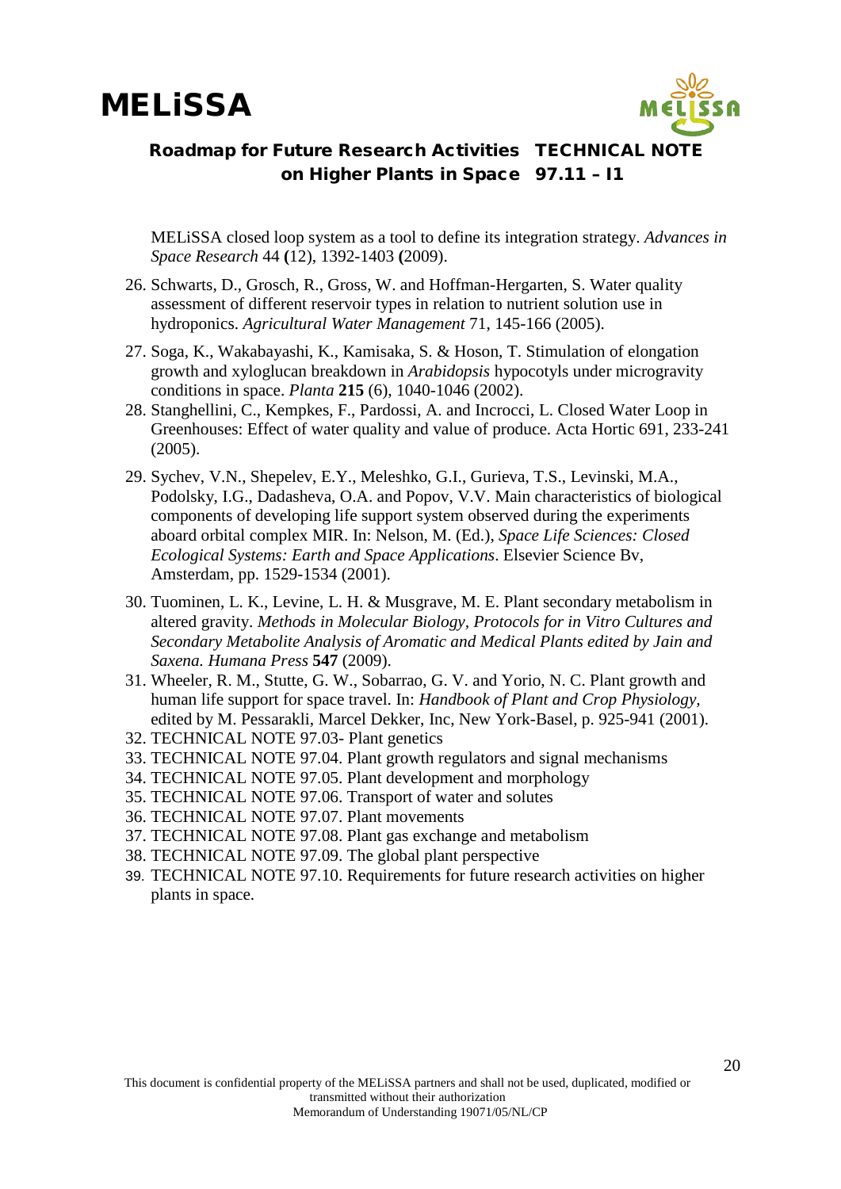MELiSSA closed loop system as a tool to define its integration strategy. *Advances in Space Research* 44 **(**12), 1392-1403 **(**2009).

26. Schwarts, D., Grosch, R., Gross, W. and Hoffman-Hergarten, S. Water quality assessment of different reservoir types in relation to nutrient solution use in hydroponics. *Agricultural Water Management* 71, 145-166 (2005).
27. Soga, K., Wakabayashi, K., Kamisaka, S. & Hoson, T. Stimulation of elongation growth and xyloglucan breakdown in *Arabidopsis* hypocotyls under microgravity conditions in space. *Planta* **215** (6), 1040-1046 (2002).
28. Stanghellini, C., Kempkes, F., Pardossi, A. and Incrocci, L. Closed Water Loop in Greenhouses: Effect of water quality and value of produce. Acta Hortic 691, 233-241 (2005).
29. Sychev, V.N., Shepelev, E.Y., Meleshko, G.I., Gurieva, T.S., Levinski, M.A., Podolsky, I.G., Dadasheva, O.A. and Popov, V.V. Main characteristics of biological components of developing life support system observed during the experiments aboard orbital complex MIR. In: Nelson, M. (Ed.), *Space Life Sciences: Closed Ecological Systems: Earth and Space Applications*. Elsevier Science Bv, Amsterdam, pp. 1529-1534 (2001).
30. Tuominen, L. K., Levine, L. H. & Musgrave, M. E. Plant secondary metabolism in altered gravity. *Methods in Molecular Biology, Protocols for in Vitro Cultures and Secondary Metabolite Analysis of Aromatic and Medical Plants edited by Jain and Saxena. Humana Press* **547** (2009).
31. Wheeler, R. M., Stutte, G. W., Sobarrao, G. V. and Yorio, N. C. Plant growth and human life support for space travel. In: *Handbook of Plant and Crop Physiology*, edited by M. Pessarakli, Marcel Dekker, Inc, New York-Basel, p. 925-941 (2001).
32. TECHNICAL NOTE 97.03- Plant genetics
33. TECHNICAL NOTE 97.04. Plant growth regulators and signal mechanisms
34. TECHNICAL NOTE 97.05. Plant development and morphology
35. TECHNICAL NOTE 97.06. Transport of water and solutes
36. TECHNICAL NOTE 97.07. Plant movements
37. TECHNICAL NOTE 97.08. Plant gas exchange and metabolism
38. TECHNICAL NOTE 97.09. The global plant perspective
39. TECHNICAL NOTE 97.10. Requirements for future research activities on higher plants in space.